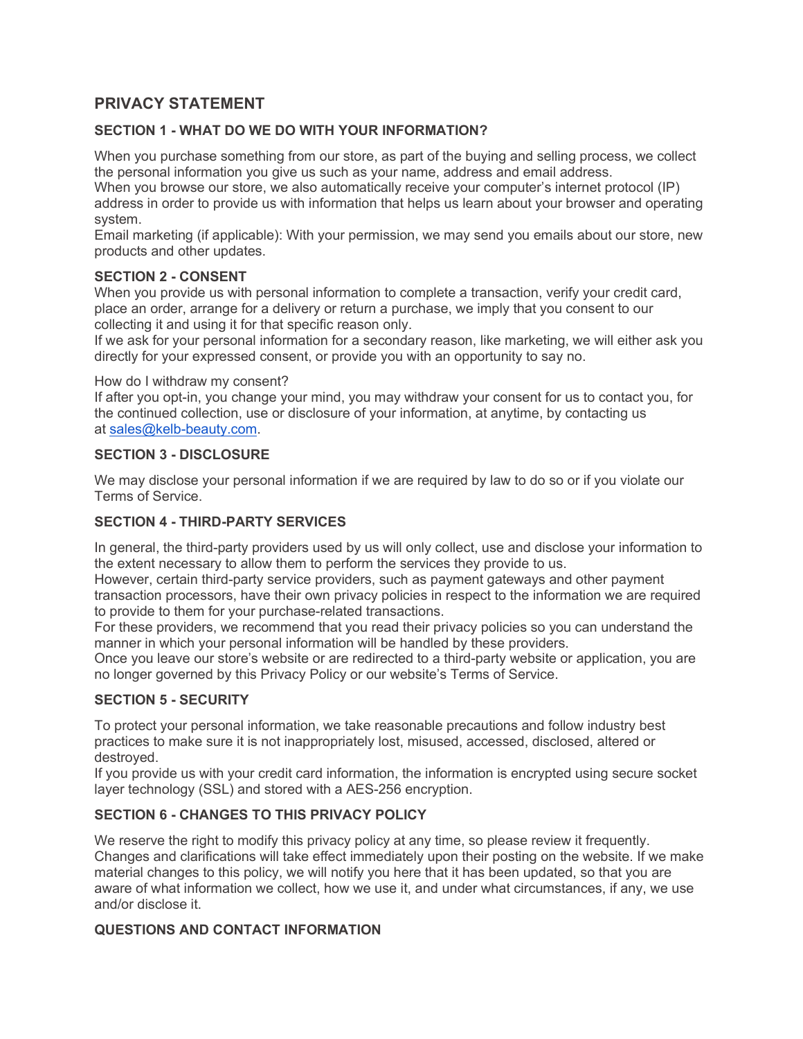# PRIVACY STATEMENT

### SECTION 1 - WHAT DO WE DO WITH YOUR INFORMATION?

When you purchase something from our store, as part of the buying and selling process, we collect the personal information you give us such as your name, address and email address.
When you browse our store, we also automatically receive your computer's internet protocol (IP) address in order to provide us with information that helps us learn about your browser and operating system.
Email marketing (if applicable): With your permission, we may send you emails about our store, new products and other updates.

### SECTION 2 - CONSENT

When you provide us with personal information to complete a transaction, verify your credit card, place an order, arrange for a delivery or return a purchase, we imply that you consent to our collecting it and using it for that specific reason only.
If we ask for your personal information for a secondary reason, like marketing, we will either ask you directly for your expressed consent, or provide you with an opportunity to say no.

How do I withdraw my consent?
If after you opt-in, you change your mind, you may withdraw your consent for us to contact you, for the continued collection, use or disclosure of your information, at anytime, by contacting us at sales@kelb-beauty.com.

### SECTION 3 - DISCLOSURE

We may disclose your personal information if we are required by law to do so or if you violate our Terms of Service.

### SECTION 4 - THIRD-PARTY SERVICES

In general, the third-party providers used by us will only collect, use and disclose your information to the extent necessary to allow them to perform the services they provide to us.
However, certain third-party service providers, such as payment gateways and other payment transaction processors, have their own privacy policies in respect to the information we are required to provide to them for your purchase-related transactions.
For these providers, we recommend that you read their privacy policies so you can understand the manner in which your personal information will be handled by these providers.
Once you leave our store's website or are redirected to a third-party website or application, you are no longer governed by this Privacy Policy or our website's Terms of Service.

### SECTION 5 - SECURITY

To protect your personal information, we take reasonable precautions and follow industry best practices to make sure it is not inappropriately lost, misused, accessed, disclosed, altered or destroyed.
If you provide us with your credit card information, the information is encrypted using secure socket layer technology (SSL) and stored with a AES-256 encryption.

### SECTION 6 - CHANGES TO THIS PRIVACY POLICY

We reserve the right to modify this privacy policy at any time, so please review it frequently. Changes and clarifications will take effect immediately upon their posting on the website. If we make material changes to this policy, we will notify you here that it has been updated, so that you are aware of what information we collect, how we use it, and under what circumstances, if any, we use and/or disclose it.

### QUESTIONS AND CONTACT INFORMATION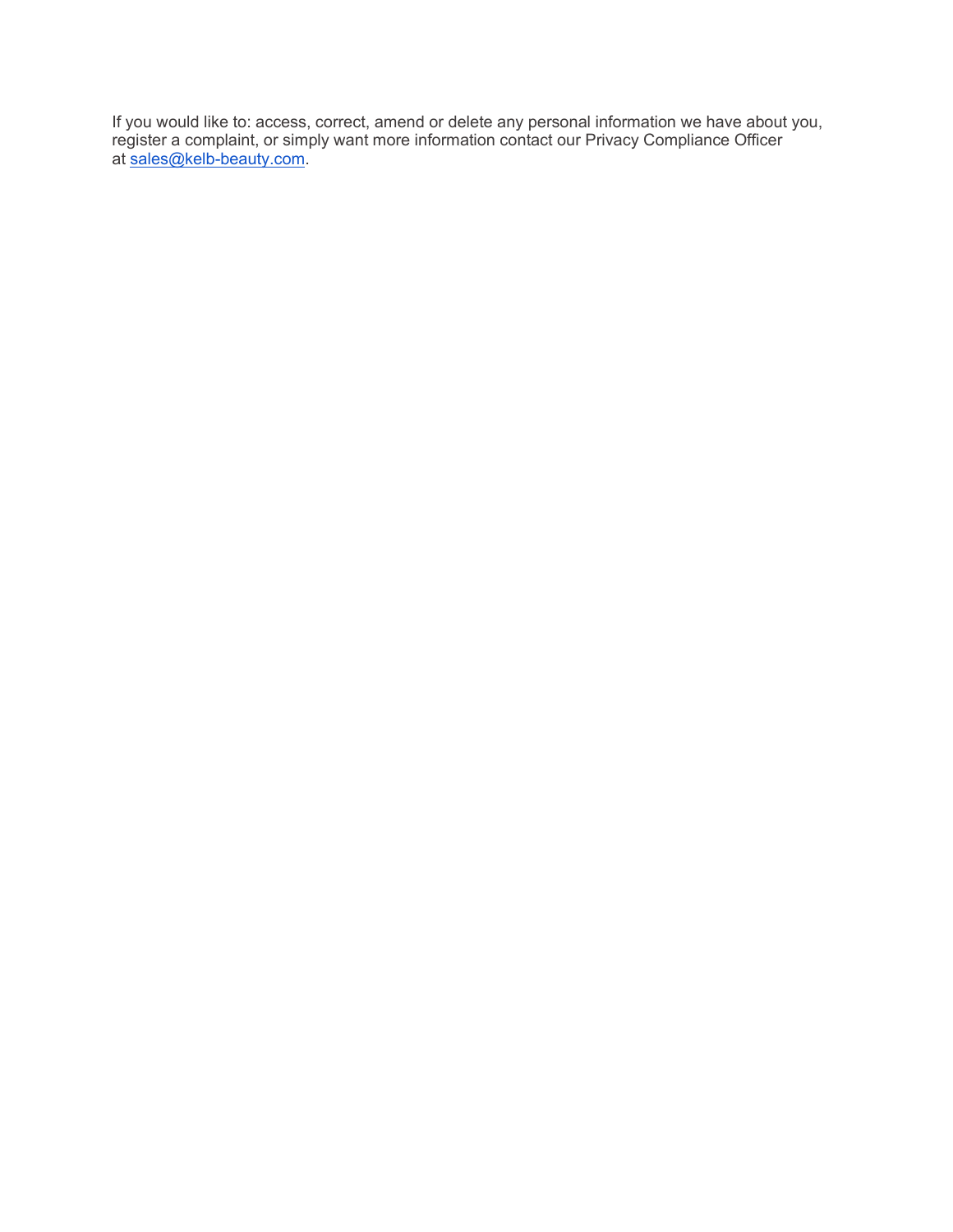If you would like to: access, correct, amend or delete any personal information we have about you, register a complaint, or simply want more information contact our Privacy Compliance Officer at [sales@kelb-beauty.com](mailto:sales@kelb-beauty.com).